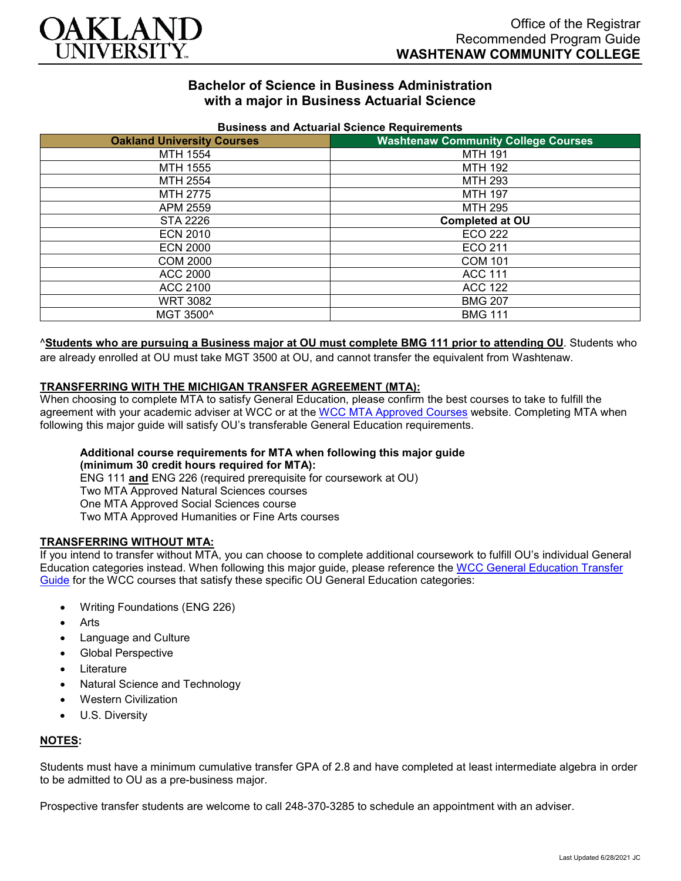Office of the Registrar
Recommended Program Guide
**WASHTENAW COMMUNITY COLLEGE**

# Bachelor of Science in Business Administration with a major in Business Actuarial Science

**Business and Actuarial Science Requirements**

| Oakland University Courses | Washtenaw Community College Courses |
|---|---|
| MTH 1554 | MTH 191 |
| MTH 1555 | MTH 192 |
| MTH 2554 | MTH 293 |
| MTH 2775 | MTH 197 |
| APM 2559 | MTH 295 |
| STA 2226 | **Completed at OU** |
| ECN 2010 | ECO 222 |
| ECN 2000 | ECO 211 |
| COM 2000 | COM 101 |
| ACC 2000 | ACC 111 |
| ACC 2100 | ACC 122 |
| WRT 3082 | BMG 207 |
| MGT 3500^ | BMG 111 |

^**Students who are pursuing a Business major at OU must complete BMG 111 prior to attending OU**. Students who are already enrolled at OU must take MGT 3500 at OU, and cannot transfer the equivalent from Washtenaw.

## TRANSFERRING WITH THE MICHIGAN TRANSFER AGREEMENT (MTA):

When choosing to complete MTA to satisfy General Education, please confirm the best courses to take to fulfill the agreement with your academic adviser at WCC or at the WCC MTA Approved Courses website. Completing MTA when following this major guide will satisfy OU's transferable General Education requirements.

**Additional course requirements for MTA when following this major guide (minimum 30 credit hours required for MTA):**
ENG 111 **and** ENG 226 (required prerequisite for coursework at OU)
Two MTA Approved Natural Sciences courses
One MTA Approved Social Sciences course
Two MTA Approved Humanities or Fine Arts courses

## TRANSFERRING WITHOUT MTA:

If you intend to transfer without MTA, you can choose to complete additional coursework to fulfill OU's individual General Education categories instead. When following this major guide, please reference the WCC General Education Transfer Guide for the WCC courses that satisfy these specific OU General Education categories:

- Writing Foundations (ENG 226)
- Arts
- Language and Culture
- Global Perspective
- Literature
- Natural Science and Technology
- Western Civilization
- U.S. Diversity

## NOTES:

Students must have a minimum cumulative transfer GPA of 2.8 and have completed at least intermediate algebra in order to be admitted to OU as a pre-business major.

Prospective transfer students are welcome to call 248-370-3285 to schedule an appointment with an adviser.

Last Updated 6/28/2021 JC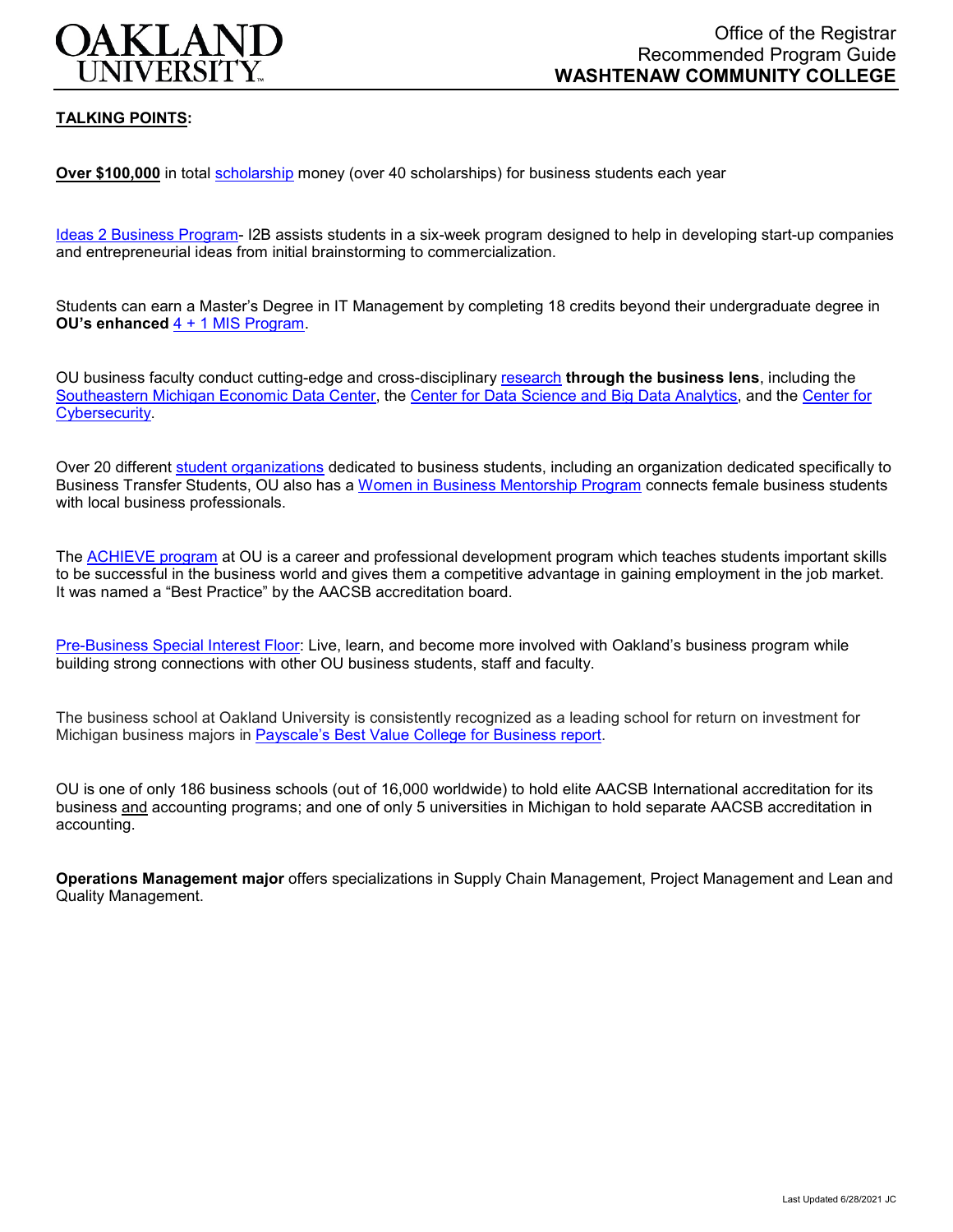**TALKING POINTS:**

**Over $100,000** in total scholarship money (over 40 scholarships) for business students each year

Ideas 2 Business Program- I2B assists students in a six-week program designed to help in developing start-up companies and entrepreneurial ideas from initial brainstorming to commercialization.

Students can earn a Master's Degree in IT Management by completing 18 credits beyond their undergraduate degree in **OU's enhanced** 4 + 1 MIS Program.

OU business faculty conduct cutting-edge and cross-disciplinary research **through the business lens**, including the Southeastern Michigan Economic Data Center, the Center for Data Science and Big Data Analytics, and the Center for Cybersecurity.

Over 20 different student organizations dedicated to business students, including an organization dedicated specifically to Business Transfer Students, OU also has a Women in Business Mentorship Program connects female business students with local business professionals.

The ACHIEVE program at OU is a career and professional development program which teaches students important skills to be successful in the business world and gives them a competitive advantage in gaining employment in the job market. It was named a "Best Practice" by the AACSB accreditation board.

Pre-Business Special Interest Floor: Live, learn, and become more involved with Oakland's business program while building strong connections with other OU business students, staff and faculty.

The business school at Oakland University is consistently recognized as a leading school for return on investment for Michigan business majors in Payscale's Best Value College for Business report.

OU is one of only 186 business schools (out of 16,000 worldwide) to hold elite AACSB International accreditation for its business and accounting programs; and one of only 5 universities in Michigan to hold separate AACSB accreditation in accounting.

**Operations Management major** offers specializations in Supply Chain Management, Project Management and Lean and Quality Management.